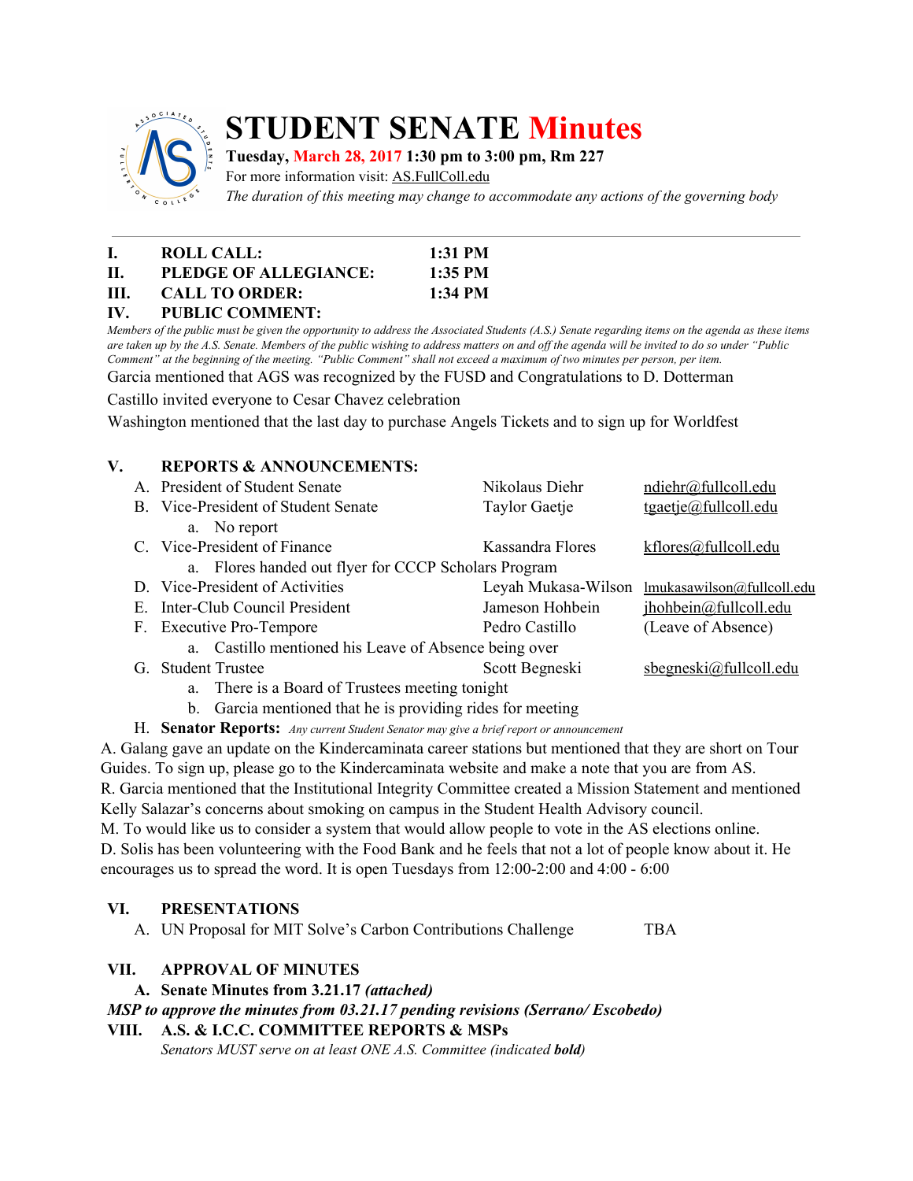# STUDENT SENATE Minutes

**Tuesday, March 28, 2017 1:30 pm to 3:00 pm, Rm 227**
For more information visit: AS.FullColl.edu
*The duration of this meeting may change to accommodate any actions of the governing body*

---

**I. ROLL CALL:** **1:31 PM**
**II. PLEDGE OF ALLEGIANCE:** **1:35 PM**
**III. CALL TO ORDER:** **1:34 PM**
**IV. PUBLIC COMMENT:**

*Members of the public must be given the opportunity to address the Associated Students (A.S.) Senate regarding items on the agenda as these items are taken up by the A.S. Senate. Members of the public wishing to address matters on and off the agenda will be invited to do so under "Public Comment" at the beginning of the meeting. "Public Comment" shall not exceed a maximum of two minutes per person, per item.*

Garcia mentioned that AGS was recognized by the FUSD and Congratulations to D. Dotterman

Castillo invited everyone to Cesar Chavez celebration

Washington mentioned that the last day to purchase Angels Tickets and to sign up for Worldfest

**V. REPORTS & ANNOUNCEMENTS:**

A. President of Student Senate — Nikolaus Diehr — ndiehr@fullcoll.edu

B. Vice-President of Student Senate — Taylor Gaetje — tgaetje@fullcoll.edu
   a. No report

C. Vice-President of Finance — Kassandra Flores — kflores@fullcoll.edu
   a. Flores handed out flyer for CCCP Scholars Program

D. Vice-President of Activities — Leyah Mukasa-Wilson — lmukasawilson@fullcoll.edu

E. Inter-Club Council President — Jameson Hohbein — jhohbein@fullcoll.edu

F. Executive Pro-Tempore — Pedro Castillo — (Leave of Absence)
   a. Castillo mentioned his Leave of Absence being over

G. Student Trustee — Scott Begneski — sbegneski@fullcoll.edu
   a. There is a Board of Trustees meeting tonight
   b. Garcia mentioned that he is providing rides for meeting

H. **Senator Reports:** *Any current Student Senator may give a brief report or announcement*

A. Galang gave an update on the Kindercaminata career stations but mentioned that they are short on Tour Guides. To sign up, please go to the Kindercaminata website and make a note that you are from AS.
R. Garcia mentioned that the Institutional Integrity Committee created a Mission Statement and mentioned Kelly Salazar's concerns about smoking on campus in the Student Health Advisory council.
M. To would like us to consider a system that would allow people to vote in the AS elections online.
D. Solis has been volunteering with the Food Bank and he feels that not a lot of people know about it. He encourages us to spread the word. It is open Tuesdays from 12:00-2:00 and 4:00 - 6:00

**VI. PRESENTATIONS**

A. UN Proposal for MIT Solve's Carbon Contributions Challenge — TBA

**VII. APPROVAL OF MINUTES**

**A. Senate Minutes from 3.21.17** ***(attached)***

***MSP to approve the minutes from 03.21.17 pending revisions (Serrano/ Escobedo)***

**VIII. A.S. & I.C.C. COMMITTEE REPORTS & MSPs**

*Senators MUST serve on at least ONE A.S. Committee (indicated* ***bold****)*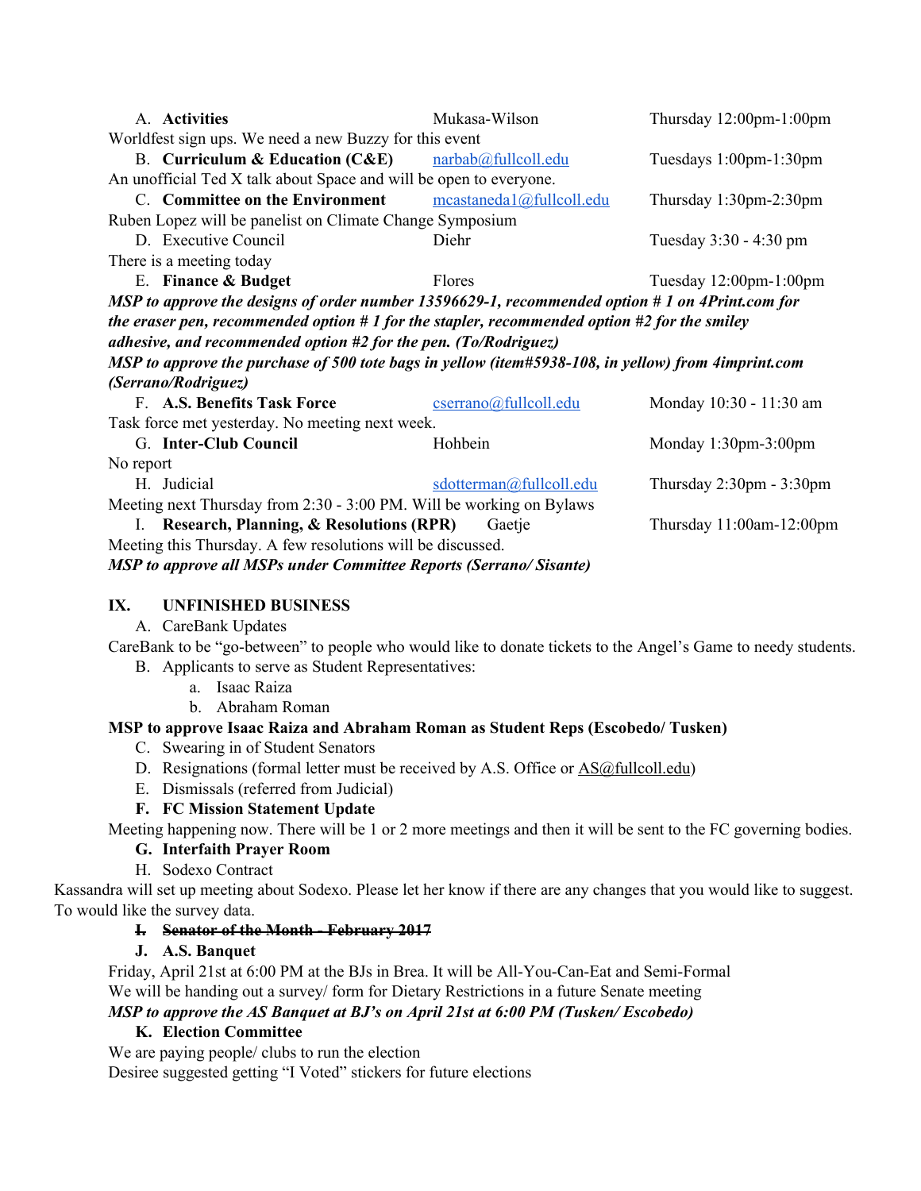A. **Activities** Mukasa-Wilson Thursday 12:00pm-1:00pm

Worldfest sign ups. We need a new Buzzy for this event

B. **Curriculum & Education (C&E)** narbab@fullcoll.edu Tuesdays 1:00pm-1:30pm

An unofficial Ted X talk about Space and will be open to everyone.

C. **Committee on the Environment** mcastaneda1@fullcoll.edu Thursday 1:30pm-2:30pm

Ruben Lopez will be panelist on Climate Change Symposium

D. Executive Council Diehr Tuesday 3:30 - 4:30 pm

There is a meeting today

E. **Finance & Budget** Flores Tuesday 12:00pm-1:00pm

***MSP to approve the designs of order number 13596629-1, recommended option # 1 on 4Print.com for the eraser pen, recommended option # 1 for the stapler, recommended option #2 for the smiley adhesive, and recommended option #2 for the pen. (To/Rodriguez)***

***MSP to approve the purchase of 500 tote bags in yellow (item#5938-108, in yellow) from 4imprint.com (Serrano/Rodriguez)***

F. **A.S. Benefits Task Force** cserrano@fullcoll.edu Monday 10:30 - 11:30 am

Task force met yesterday. No meeting next week.

G. **Inter-Club Council** Hohbein Monday 1:30pm-3:00pm

No report

H. Judicial sdotterman@fullcoll.edu Thursday 2:30pm - 3:30pm

Meeting next Thursday from 2:30 - 3:00 PM. Will be working on Bylaws

I. **Research, Planning, & Resolutions (RPR)** Gaetje Thursday 11:00am-12:00pm

Meeting this Thursday. A few resolutions will be discussed.

***MSP to approve all MSPs under Committee Reports (Serrano/ Sisante)***

## IX. UNFINISHED BUSINESS

A. CareBank Updates

CareBank to be "go-between" to people who would like to donate tickets to the Angel's Game to needy students.

B. Applicants to serve as Student Representatives:
   a. Isaac Raiza
   b. Abraham Roman

**MSP to approve Isaac Raiza and Abraham Roman as Student Reps (Escobedo/ Tusken)**

C. Swearing in of Student Senators

D. Resignations (formal letter must be received by A.S. Office or AS@fullcoll.edu)

E. Dismissals (referred from Judicial)

F. **FC Mission Statement Update**

Meeting happening now. There will be 1 or 2 more meetings and then it will be sent to the FC governing bodies.

G. **Interfaith Prayer Room**

H. Sodexo Contract

Kassandra will set up meeting about Sodexo. Please let her know if there are any changes that you would like to suggest. To would like the survey data.

I. ~~**Senator of the Month - February 2017**~~

J. **A.S. Banquet**

Friday, April 21st at 6:00 PM at the BJs in Brea. It will be All-You-Can-Eat and Semi-Formal

We will be handing out a survey/ form for Dietary Restrictions in a future Senate meeting

***MSP to approve the AS Banquet at BJ's on April 21st at 6:00 PM (Tusken/ Escobedo)***

K. **Election Committee**

We are paying people/ clubs to run the election

Desiree suggested getting "I Voted" stickers for future elections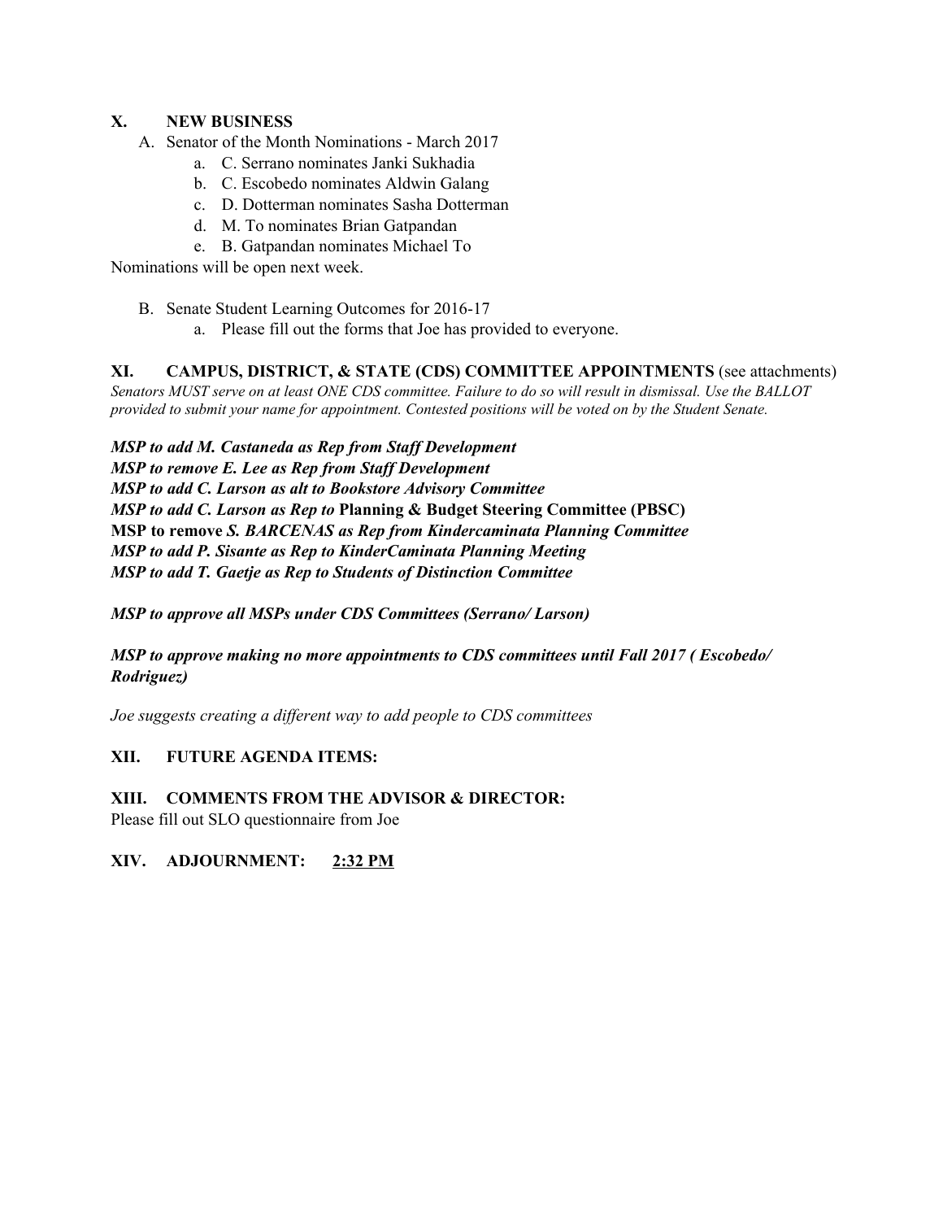## X. NEW BUSINESS

A. Senator of the Month Nominations - March 2017
   a. C. Serrano nominates Janki Sukhadia
   b. C. Escobedo nominates Aldwin Galang
   c. D. Dotterman nominates Sasha Dotterman
   d. M. To nominates Brian Gatpandan
   e. B. Gatpandan nominates Michael To

Nominations will be open next week.

B. Senate Student Learning Outcomes for 2016-17
   a. Please fill out the forms that Joe has provided to everyone.

## XI. CAMPUS, DISTRICT, & STATE (CDS) COMMITTEE APPOINTMENTS (see attachments)

*Senators MUST serve on at least ONE CDS committee. Failure to do so will result in dismissal. Use the BALLOT provided to submit your name for appointment. Contested positions will be voted on by the Student Senate.*

***MSP to add M. Castaneda as Rep from Staff Development***
***MSP to remove E. Lee as Rep from Staff Development***
***MSP to add C. Larson as alt to Bookstore Advisory Committee***
***MSP to add C. Larson as Rep to*** **Planning & Budget Steering Committee (PBSC)**
**MSP to remove** ***S. BARCENAS as Rep from Kindercaminata Planning Committee***
***MSP to add P. Sisante as Rep to KinderCaminata Planning Meeting***
***MSP to add T. Gaetje as Rep to Students of Distinction Committee***

***MSP to approve all MSPs under CDS Committees (Serrano/ Larson)***

***MSP to approve making no more appointments to CDS committees until Fall 2017 ( Escobedo/ Rodriguez)***

*Joe suggests creating a different way to add people to CDS committees*

## XII. FUTURE AGENDA ITEMS:

## XIII. COMMENTS FROM THE ADVISOR & DIRECTOR:

Please fill out SLO questionnaire from Joe

## XIV. ADJOURNMENT: 2:32 PM